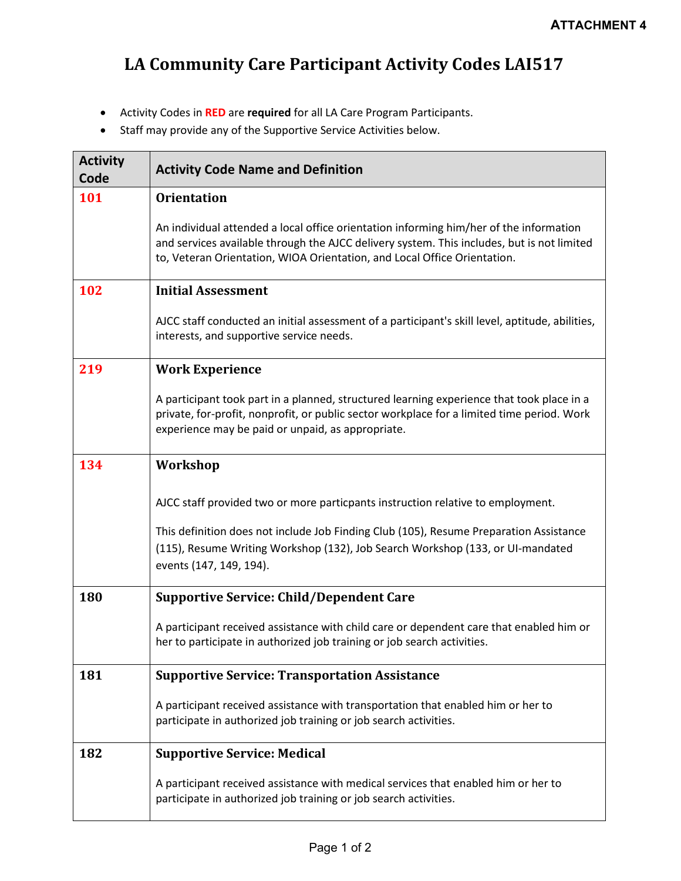**ATTACHMENT 4**

# LA Community Care Participant Activity Codes LAI517

- Activity Codes in **RED** are **required** for all LA Care Program Participants.
- Staff may provide any of the Supportive Service Activities below.

| Activity Code | Activity Code Name and Definition |
|---|---|
| 101 | **Orientation**<br><br>An individual attended a local office orientation informing him/her of the information and services available through the AJCC delivery system. This includes, but is not limited to, Veteran Orientation, WIOA Orientation, and Local Office Orientation. |
| 102 | **Initial Assessment**<br><br>AJCC staff conducted an initial assessment of a participant's skill level, aptitude, abilities, interests, and supportive service needs. |
| 219 | **Work Experience**<br><br>A participant took part in a planned, structured learning experience that took place in a private, for-profit, nonprofit, or public sector workplace for a limited time period. Work experience may be paid or unpaid, as appropriate. |
| 134 | **Workshop**<br><br>AJCC staff provided two or more particpants instruction relative to employment.<br><br>This definition does not include Job Finding Club (105), Resume Preparation Assistance (115), Resume Writing Workshop (132), Job Search Workshop (133, or UI-mandated events (147, 149, 194). |
| 180 | **Supportive Service: Child/Dependent Care**<br><br>A participant received assistance with child care or dependent care that enabled him or her to participate in authorized job training or job search activities. |
| 181 | **Supportive Service: Transportation Assistance**<br><br>A participant received assistance with transportation that enabled him or her to participate in authorized job training or job search activities. |
| 182 | **Supportive Service: Medical**<br><br>A participant received assistance with medical services that enabled him or her to participate in authorized job training or job search activities. |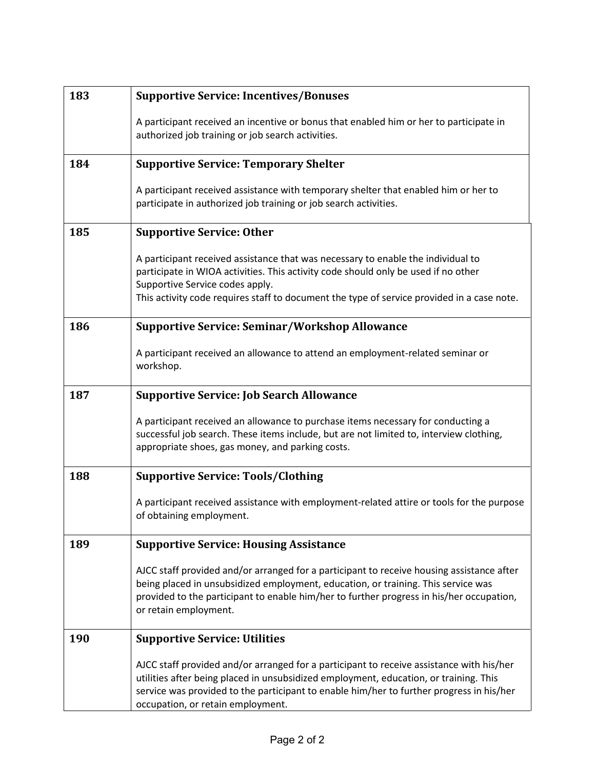| | |
|---|---|
| 183 | **Supportive Service: Incentives/Bonuses**<br><br>A participant received an incentive or bonus that enabled him or her to participate in authorized job training or job search activities. |
| 184 | **Supportive Service: Temporary Shelter**<br><br>A participant received assistance with temporary shelter that enabled him or her to participate in authorized job training or job search activities. |
| 185 | **Supportive Service: Other**<br><br>A participant received assistance that was necessary to enable the individual to participate in WIOA activities. This activity code should only be used if no other Supportive Service codes apply.<br>This activity code requires staff to document the type of service provided in a case note. |
| 186 | **Supportive Service: Seminar/Workshop Allowance**<br><br>A participant received an allowance to attend an employment-related seminar or workshop. |
| 187 | **Supportive Service: Job Search Allowance**<br><br>A participant received an allowance to purchase items necessary for conducting a successful job search. These items include, but are not limited to, interview clothing, appropriate shoes, gas money, and parking costs. |
| 188 | **Supportive Service: Tools/Clothing**<br><br>A participant received assistance with employment-related attire or tools for the purpose of obtaining employment. |
| 189 | **Supportive Service: Housing Assistance**<br><br>AJCC staff provided and/or arranged for a participant to receive housing assistance after being placed in unsubsidized employment, education, or training. This service was provided to the participant to enable him/her to further progress in his/her occupation, or retain employment. |
| 190 | **Supportive Service: Utilities**<br><br>AJCC staff provided and/or arranged for a participant to receive assistance with his/her utilities after being placed in unsubsidized employment, education, or training. This service was provided to the participant to enable him/her to further progress in his/her occupation, or retain employment. |